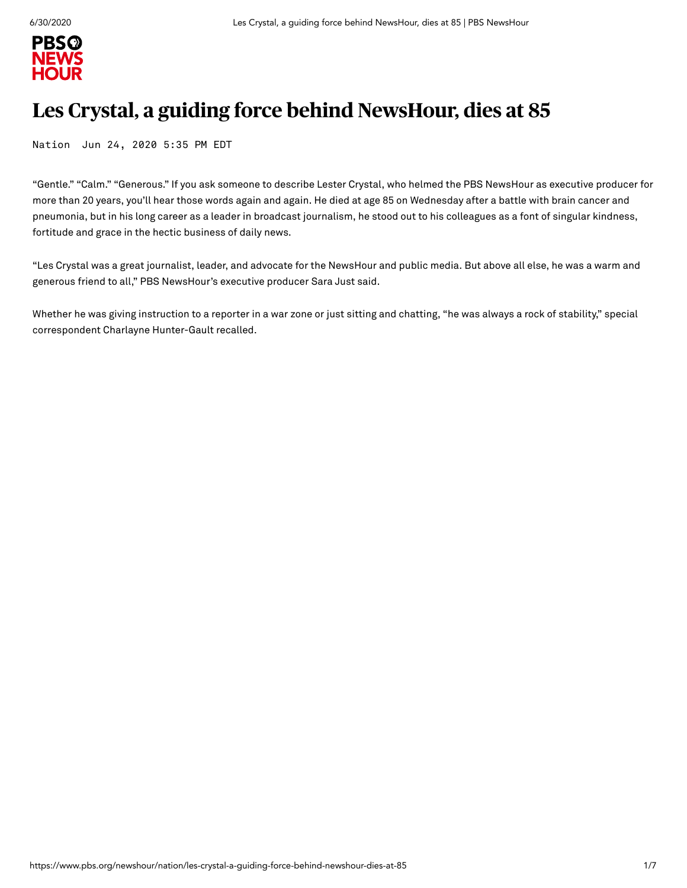# Les Crystal, a guiding force behind NewsHour, dies at 85

Nation Jun 24, 2020 5:35 PM EDT

"Gentle." "Calm." "Generous." If you ask someone to describe Lester Crystal, who helmed the PBS NewsHour as executive producer for more than 20 years, you'll hear those words again and again. He died at age 85 on Wednesday after a battle with brain cancer and pneumonia, but in his long career as a leader in broadcast journalism, he stood out to his colleagues as a font of singular kindness, fortitude and grace in the hectic business of daily news.

"Les Crystal was a great journalist, leader, and advocate for the NewsHour and public media. But above all else, he was a warm and generous friend to all," PBS NewsHour's executive producer Sara Just said.

Whether he was giving instruction to a reporter in a war zone or just sitting and chatting, "he was always a rock of stability," special correspondent Charlayne Hunter-Gault recalled.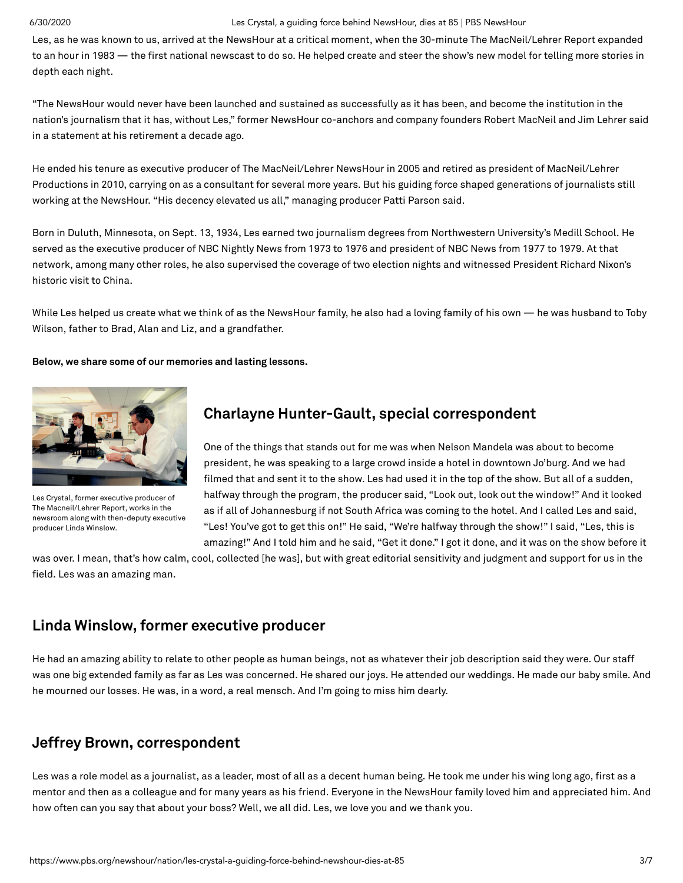Les, as he was known to us, arrived at the NewsHour at a critical moment, when the 30-minute The MacNeil/Lehrer Report expanded to an hour in 1983 — the first national newscast to do so. He helped create and steer the show's new model for telling more stories in depth each night.

"The NewsHour would never have been launched and sustained as successfully as it has been, and become the institution in the nation's journalism that it has, without Les," former NewsHour co-anchors and company founders Robert MacNeil and Jim Lehrer said in a statement at his retirement a decade ago.

He ended his tenure as executive producer of The MacNeil/Lehrer NewsHour in 2005 and retired as president of MacNeil/Lehrer Productions in 2010, carrying on as a consultant for several more years. But his guiding force shaped generations of journalists still working at the NewsHour. "His decency elevated us all," managing producer Patti Parson said.

Born in Duluth, Minnesota, on Sept. 13, 1934, Les earned two journalism degrees from Northwestern University's Medill School. He served as the executive producer of NBC Nightly News from 1973 to 1976 and president of NBC News from 1977 to 1979. At that network, among many other roles, he also supervised the coverage of two election nights and witnessed President Richard Nixon's historic visit to China.

While Les helped us create what we think of as the NewsHour family, he also had a loving family of his own — he was husband to Toby Wilson, father to Brad, Alan and Liz, and a grandfather.

**Below, we share some of our memories and lasting lessons.**

Les Crystal, former executive producer of The Macneil/Lehrer Report, works in the newsroom along with then-deputy executive producer Linda Winslow.

## Charlayne Hunter-Gault, special correspondent

One of the things that stands out for me was when Nelson Mandela was about to become president, he was speaking to a large crowd inside a hotel in downtown Jo'burg. And we had filmed that and sent it to the show. Les had used it in the top of the show. But all of a sudden, halfway through the program, the producer said, "Look out, look out the window!" And it looked as if all of Johannesburg if not South Africa was coming to the hotel. And I called Les and said, "Les! You've got to get this on!" He said, "We're halfway through the show!" I said, "Les, this is amazing!" And I told him and he said, "Get it done." I got it done, and it was on the show before it was over. I mean, that's how calm, cool, collected [he was], but with great editorial sensitivity and judgment and support for us in the field. Les was an amazing man.

## Linda Winslow, former executive producer

He had an amazing ability to relate to other people as human beings, not as whatever their job description said they were. Our staff was one big extended family as far as Les was concerned. He shared our joys. He attended our weddings. He made our baby smile. And he mourned our losses. He was, in a word, a real mensch. And I'm going to miss him dearly.

## Jeffrey Brown, correspondent

Les was a role model as a journalist, as a leader, most of all as a decent human being. He took me under his wing long ago, first as a mentor and then as a colleague and for many years as his friend. Everyone in the NewsHour family loved him and appreciated him. And how often can you say that about your boss? Well, we all did. Les, we love you and we thank you.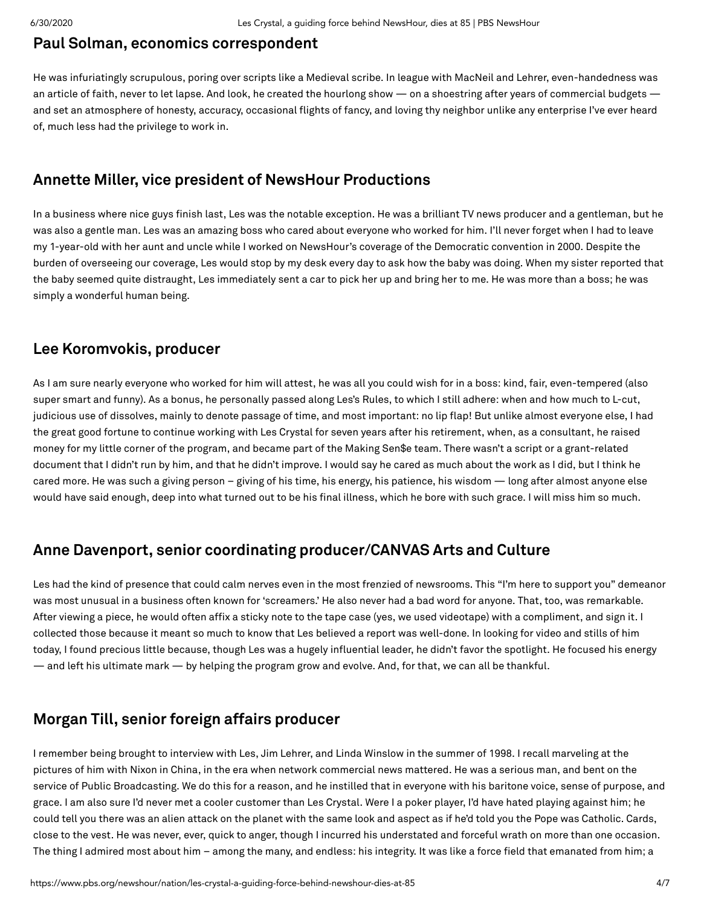## Paul Solman, economics correspondent

He was infuriatingly scrupulous, poring over scripts like a Medieval scribe. In league with MacNeil and Lehrer, even-handedness was an article of faith, never to let lapse. And look, he created the hourlong show — on a shoestring after years of commercial budgets — and set an atmosphere of honesty, accuracy, occasional flights of fancy, and loving thy neighbor unlike any enterprise I've ever heard of, much less had the privilege to work in.

## Annette Miller, vice president of NewsHour Productions

In a business where nice guys finish last, Les was the notable exception. He was a brilliant TV news producer and a gentleman, but he was also a gentle man. Les was an amazing boss who cared about everyone who worked for him. I'll never forget when I had to leave my 1-year-old with her aunt and uncle while I worked on NewsHour's coverage of the Democratic convention in 2000. Despite the burden of overseeing our coverage, Les would stop by my desk every day to ask how the baby was doing. When my sister reported that the baby seemed quite distraught, Les immediately sent a car to pick her up and bring her to me. He was more than a boss; he was simply a wonderful human being.

## Lee Koromvokis, producer

As I am sure nearly everyone who worked for him will attest, he was all you could wish for in a boss: kind, fair, even-tempered (also super smart and funny). As a bonus, he personally passed along Les's Rules, to which I still adhere: when and how much to L-cut, judicious use of dissolves, mainly to denote passage of time, and most important: no lip flap! But unlike almost everyone else, I had the great good fortune to continue working with Les Crystal for seven years after his retirement, when, as a consultant, he raised money for my little corner of the program, and became part of the Making Sen$e team. There wasn't a script or a grant-related document that I didn't run by him, and that he didn't improve. I would say he cared as much about the work as I did, but I think he cared more. He was such a giving person – giving of his time, his energy, his patience, his wisdom — long after almost anyone else would have said enough, deep into what turned out to be his final illness, which he bore with such grace. I will miss him so much.

## Anne Davenport, senior coordinating producer/CANVAS Arts and Culture

Les had the kind of presence that could calm nerves even in the most frenzied of newsrooms. This "I'm here to support you" demeanor was most unusual in a business often known for 'screamers.' He also never had a bad word for anyone. That, too, was remarkable. After viewing a piece, he would often affix a sticky note to the tape case (yes, we used videotape) with a compliment, and sign it. I collected those because it meant so much to know that Les believed a report was well-done. In looking for video and stills of him today, I found precious little because, though Les was a hugely influential leader, he didn't favor the spotlight. He focused his energy — and left his ultimate mark — by helping the program grow and evolve. And, for that, we can all be thankful.

## Morgan Till, senior foreign affairs producer

I remember being brought to interview with Les, Jim Lehrer, and Linda Winslow in the summer of 1998. I recall marveling at the pictures of him with Nixon in China, in the era when network commercial news mattered. He was a serious man, and bent on the service of Public Broadcasting. We do this for a reason, and he instilled that in everyone with his baritone voice, sense of purpose, and grace. I am also sure I'd never met a cooler customer than Les Crystal. Were I a poker player, I'd have hated playing against him; he could tell you there was an alien attack on the planet with the same look and aspect as if he'd told you the Pope was Catholic. Cards, close to the vest. He was never, ever, quick to anger, though I incurred his understated and forceful wrath on more than one occasion. The thing I admired most about him – among the many, and endless: his integrity. It was like a force field that emanated from him; a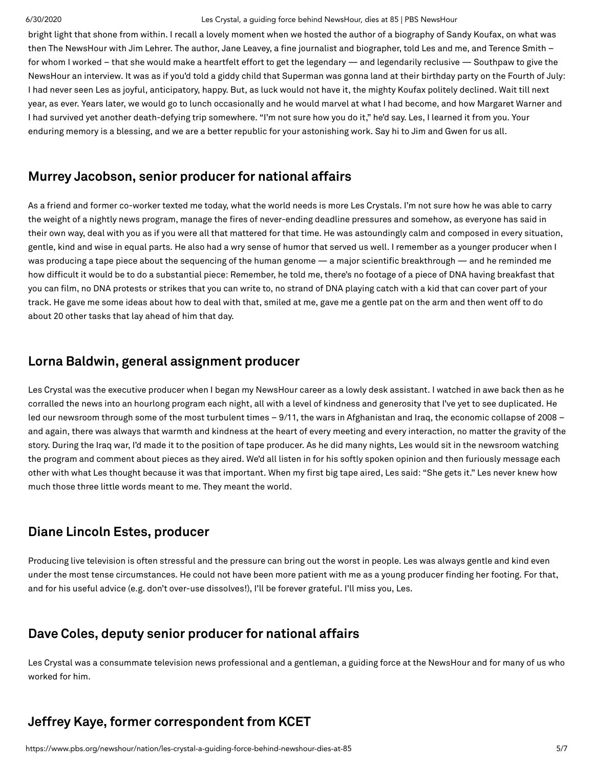bright light that shone from within. I recall a lovely moment when we hosted the author of a biography of Sandy Koufax, on what was then The NewsHour with Jim Lehrer. The author, Jane Leavey, a fine journalist and biographer, told Les and me, and Terence Smith – for whom I worked – that she would make a heartfelt effort to get the legendary — and legendarily reclusive — Southpaw to give the NewsHour an interview. It was as if you'd told a giddy child that Superman was gonna land at their birthday party on the Fourth of July: I had never seen Les as joyful, anticipatory, happy. But, as luck would not have it, the mighty Koufax politely declined. Wait till next year, as ever. Years later, we would go to lunch occasionally and he would marvel at what I had become, and how Margaret Warner and I had survived yet another death-defying trip somewhere. "I'm not sure how you do it," he'd say. Les, I learned it from you. Your enduring memory is a blessing, and we are a better republic for your astonishing work. Say hi to Jim and Gwen for us all.

## Murrey Jacobson, senior producer for national affairs

As a friend and former co-worker texted me today, what the world needs is more Les Crystals. I'm not sure how he was able to carry the weight of a nightly news program, manage the fires of never-ending deadline pressures and somehow, as everyone has said in their own way, deal with you as if you were all that mattered for that time. He was astoundingly calm and composed in every situation, gentle, kind and wise in equal parts. He also had a wry sense of humor that served us well. I remember as a younger producer when I was producing a tape piece about the sequencing of the human genome — a major scientific breakthrough — and he reminded me how difficult it would be to do a substantial piece: Remember, he told me, there's no footage of a piece of DNA having breakfast that you can film, no DNA protests or strikes that you can write to, no strand of DNA playing catch with a kid that can cover part of your track. He gave me some ideas about how to deal with that, smiled at me, gave me a gentle pat on the arm and then went off to do about 20 other tasks that lay ahead of him that day.

## Lorna Baldwin, general assignment producer

Les Crystal was the executive producer when I began my NewsHour career as a lowly desk assistant. I watched in awe back then as he corralled the news into an hourlong program each night, all with a level of kindness and generosity that I've yet to see duplicated. He led our newsroom through some of the most turbulent times – 9/11, the wars in Afghanistan and Iraq, the economic collapse of 2008 – and again, there was always that warmth and kindness at the heart of every meeting and every interaction, no matter the gravity of the story. During the Iraq war, I'd made it to the position of tape producer. As he did many nights, Les would sit in the newsroom watching the program and comment about pieces as they aired. We'd all listen in for his softly spoken opinion and then furiously message each other with what Les thought because it was that important. When my first big tape aired, Les said: "She gets it." Les never knew how much those three little words meant to me. They meant the world.

## Diane Lincoln Estes, producer

Producing live television is often stressful and the pressure can bring out the worst in people. Les was always gentle and kind even under the most tense circumstances. He could not have been more patient with me as a young producer finding her footing. For that, and for his useful advice (e.g. don't over-use dissolves!), I'll be forever grateful. I'll miss you, Les.

## Dave Coles, deputy senior producer for national affairs

Les Crystal was a consummate television news professional and a gentleman, a guiding force at the NewsHour and for many of us who worked for him.

## Jeffrey Kaye, former correspondent from KCET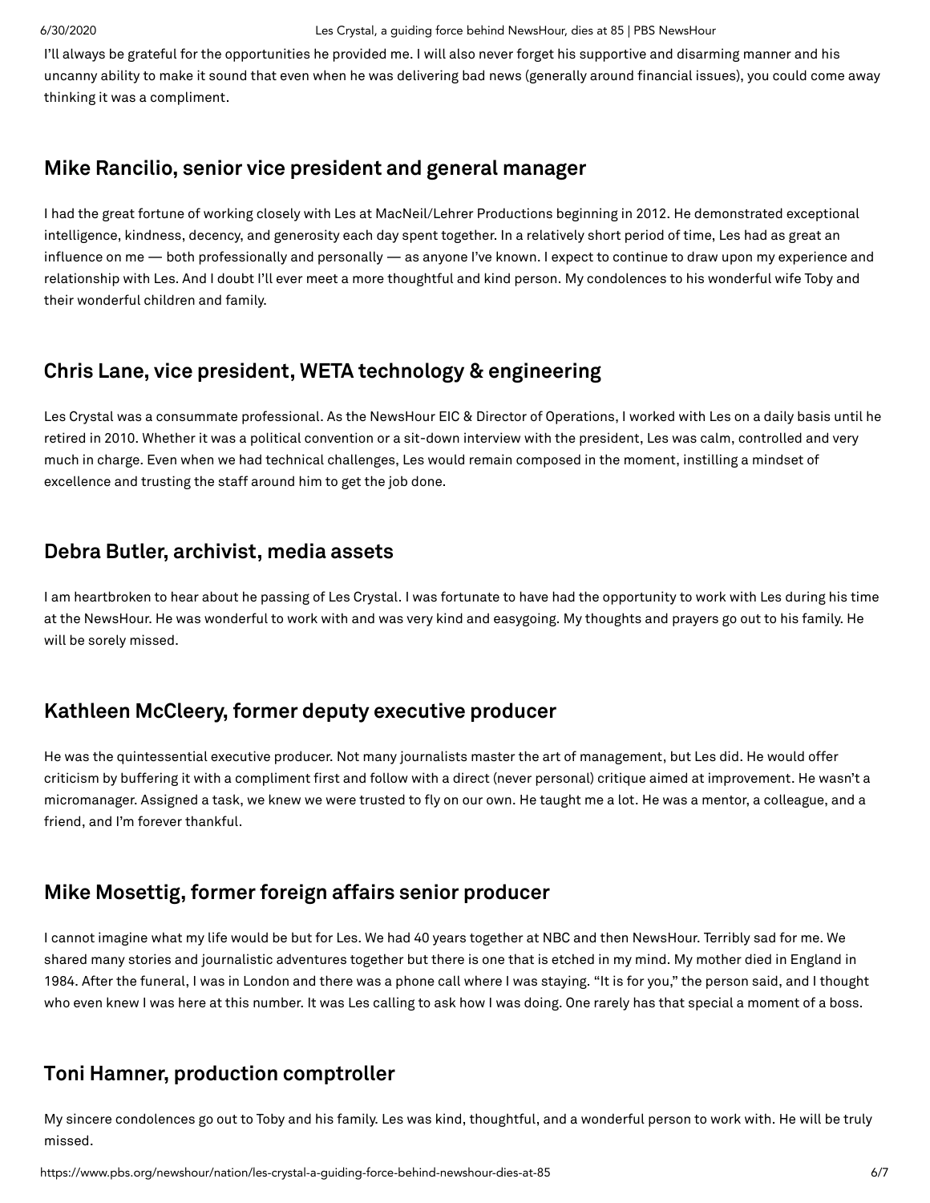I'll always be grateful for the opportunities he provided me. I will also never forget his supportive and disarming manner and his uncanny ability to make it sound that even when he was delivering bad news (generally around financial issues), you could come away thinking it was a compliment.

## Mike Rancilio, senior vice president and general manager

I had the great fortune of working closely with Les at MacNeil/Lehrer Productions beginning in 2012. He demonstrated exceptional intelligence, kindness, decency, and generosity each day spent together. In a relatively short period of time, Les had as great an influence on me — both professionally and personally — as anyone I've known. I expect to continue to draw upon my experience and relationship with Les. And I doubt I'll ever meet a more thoughtful and kind person. My condolences to his wonderful wife Toby and their wonderful children and family.

## Chris Lane, vice president, WETA technology & engineering

Les Crystal was a consummate professional. As the NewsHour EIC & Director of Operations, I worked with Les on a daily basis until he retired in 2010. Whether it was a political convention or a sit-down interview with the president, Les was calm, controlled and very much in charge. Even when we had technical challenges, Les would remain composed in the moment, instilling a mindset of excellence and trusting the staff around him to get the job done.

## Debra Butler, archivist, media assets

I am heartbroken to hear about he passing of Les Crystal. I was fortunate to have had the opportunity to work with Les during his time at the NewsHour. He was wonderful to work with and was very kind and easygoing. My thoughts and prayers go out to his family. He will be sorely missed.

## Kathleen McCleery, former deputy executive producer

He was the quintessential executive producer. Not many journalists master the art of management, but Les did. He would offer criticism by buffering it with a compliment first and follow with a direct (never personal) critique aimed at improvement. He wasn't a micromanager. Assigned a task, we knew we were trusted to fly on our own. He taught me a lot. He was a mentor, a colleague, and a friend, and I'm forever thankful.

## Mike Mosettig, former foreign affairs senior producer

I cannot imagine what my life would be but for Les. We had 40 years together at NBC and then NewsHour. Terribly sad for me. We shared many stories and journalistic adventures together but there is one that is etched in my mind. My mother died in England in 1984. After the funeral, I was in London and there was a phone call where I was staying. "It is for you," the person said, and I thought who even knew I was here at this number. It was Les calling to ask how I was doing. One rarely has that special a moment of a boss.

## Toni Hamner, production comptroller

My sincere condolences go out to Toby and his family. Les was kind, thoughtful, and a wonderful person to work with. He will be truly missed.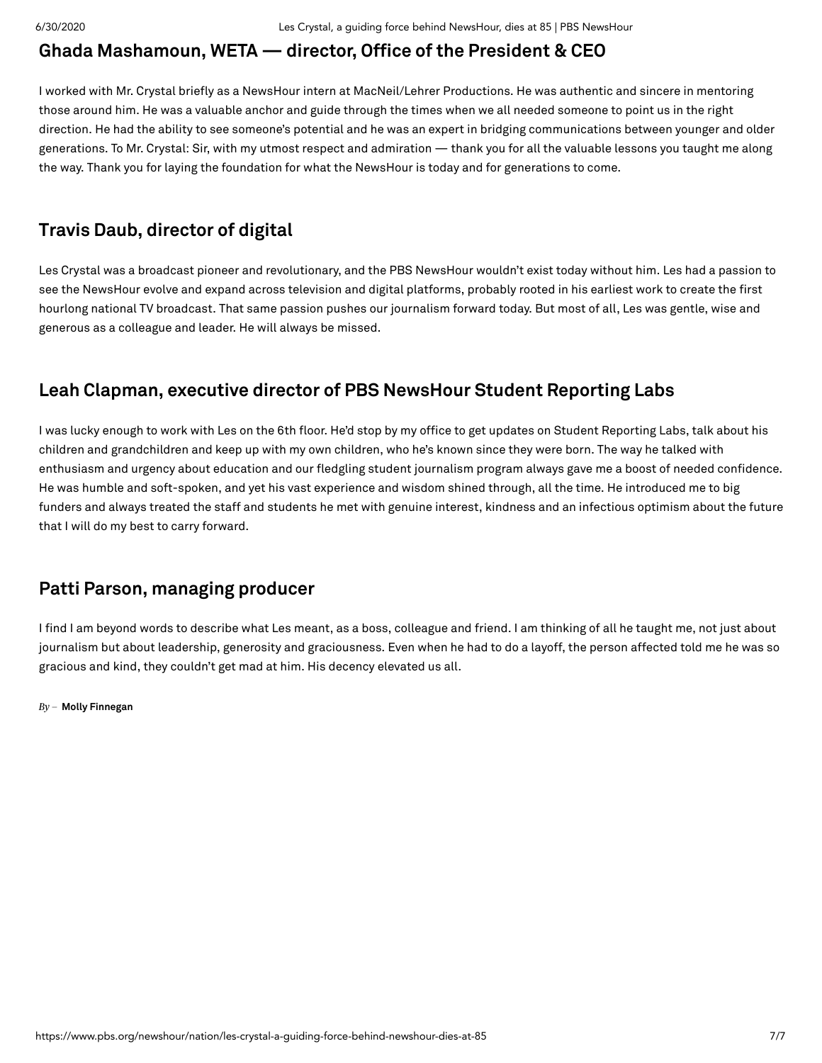## Ghada Mashamoun, WETA — director, Office of the President & CEO

I worked with Mr. Crystal briefly as a NewsHour intern at MacNeil/Lehrer Productions. He was authentic and sincere in mentoring those around him. He was a valuable anchor and guide through the times when we all needed someone to point us in the right direction. He had the ability to see someone's potential and he was an expert in bridging communications between younger and older generations. To Mr. Crystal: Sir, with my utmost respect and admiration — thank you for all the valuable lessons you taught me along the way. Thank you for laying the foundation for what the NewsHour is today and for generations to come.

## Travis Daub, director of digital

Les Crystal was a broadcast pioneer and revolutionary, and the PBS NewsHour wouldn't exist today without him. Les had a passion to see the NewsHour evolve and expand across television and digital platforms, probably rooted in his earliest work to create the first hourlong national TV broadcast. That same passion pushes our journalism forward today. But most of all, Les was gentle, wise and generous as a colleague and leader. He will always be missed.

## Leah Clapman, executive director of PBS NewsHour Student Reporting Labs

I was lucky enough to work with Les on the 6th floor. He'd stop by my office to get updates on Student Reporting Labs, talk about his children and grandchildren and keep up with my own children, who he's known since they were born. The way he talked with enthusiasm and urgency about education and our fledgling student journalism program always gave me a boost of needed confidence. He was humble and soft-spoken, and yet his vast experience and wisdom shined through, all the time. He introduced me to big funders and always treated the staff and students he met with genuine interest, kindness and an infectious optimism about the future that I will do my best to carry forward.

## Patti Parson, managing producer

I find I am beyond words to describe what Les meant, as a boss, colleague and friend. I am thinking of all he taught me, not just about journalism but about leadership, generosity and graciousness. Even when he had to do a layoff, the person affected told me he was so gracious and kind, they couldn't get mad at him. His decency elevated us all.

*By* – **Molly Finnegan**